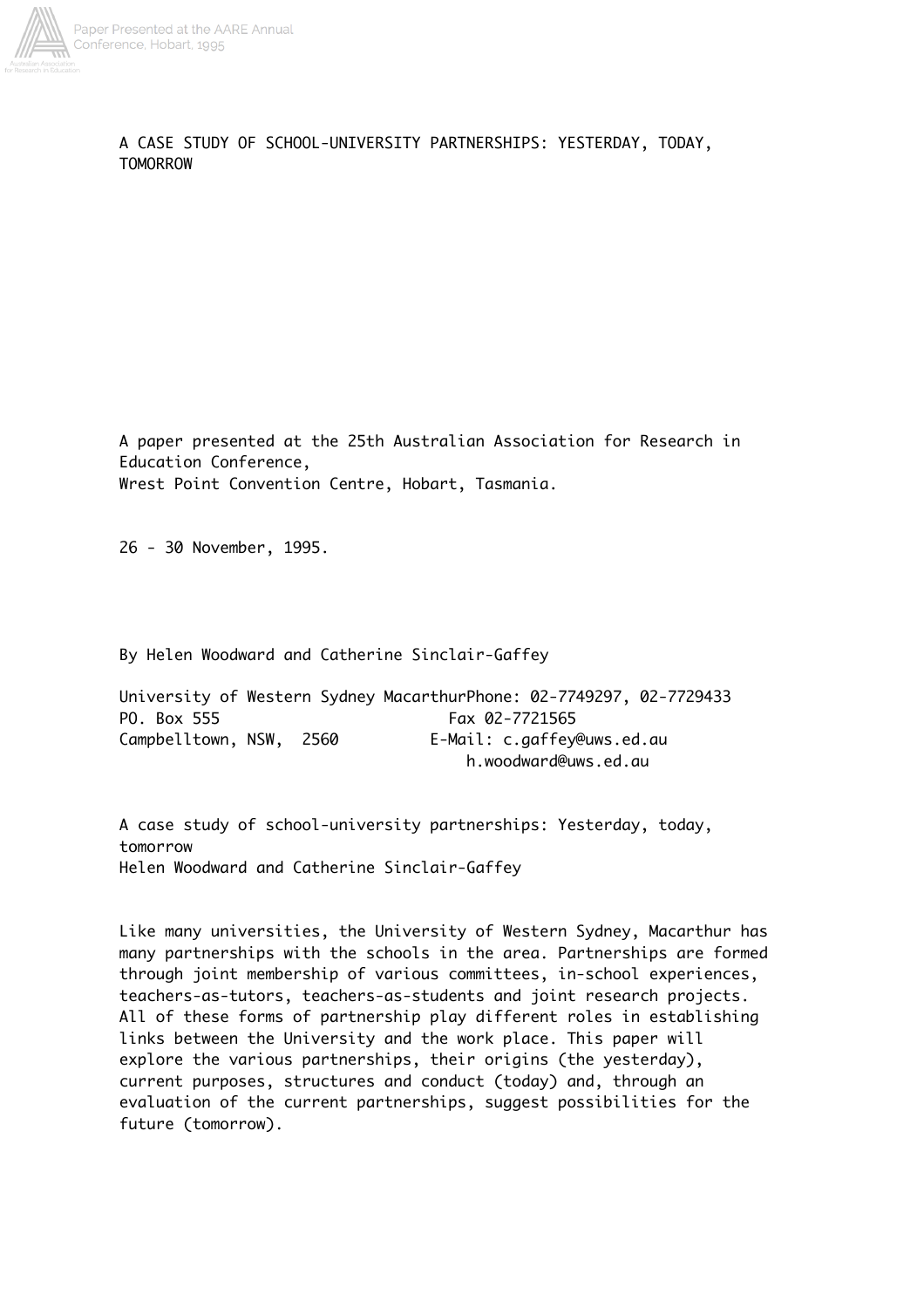# A CASE STUDY OF SCHOOL-UNIVERSITY PARTNERSHIPS: YESTERDAY, TODAY, TOMORROW

A paper presented at the 25th Australian Association for Research in Education Conference,
Wrest Point Convention Centre, Hobart, Tasmania.

26 - 30 November, 1995.

By Helen Woodward and Catherine Sinclair-Gaffey

University of Western Sydney Macarthur
PO. Box 555
Campbelltown, NSW, 2560

Phone: 02-7749297, 02-7729433
Fax 02-7721565
E-Mail: c.gaffey@uws.ed.au
h.woodward@uws.ed.au

## A case study of school-university partnerships: Yesterday, today, tomorrow

Helen Woodward and Catherine Sinclair-Gaffey

Like many universities, the University of Western Sydney, Macarthur has many partnerships with the schools in the area. Partnerships are formed through joint membership of various committees, in-school experiences, teachers-as-tutors, teachers-as-students and joint research projects. All of these forms of partnership play different roles in establishing links between the University and the work place. This paper will explore the various partnerships, their origins (the yesterday), current purposes, structures and conduct (today) and, through an evaluation of the current partnerships, suggest possibilities for the future (tomorrow).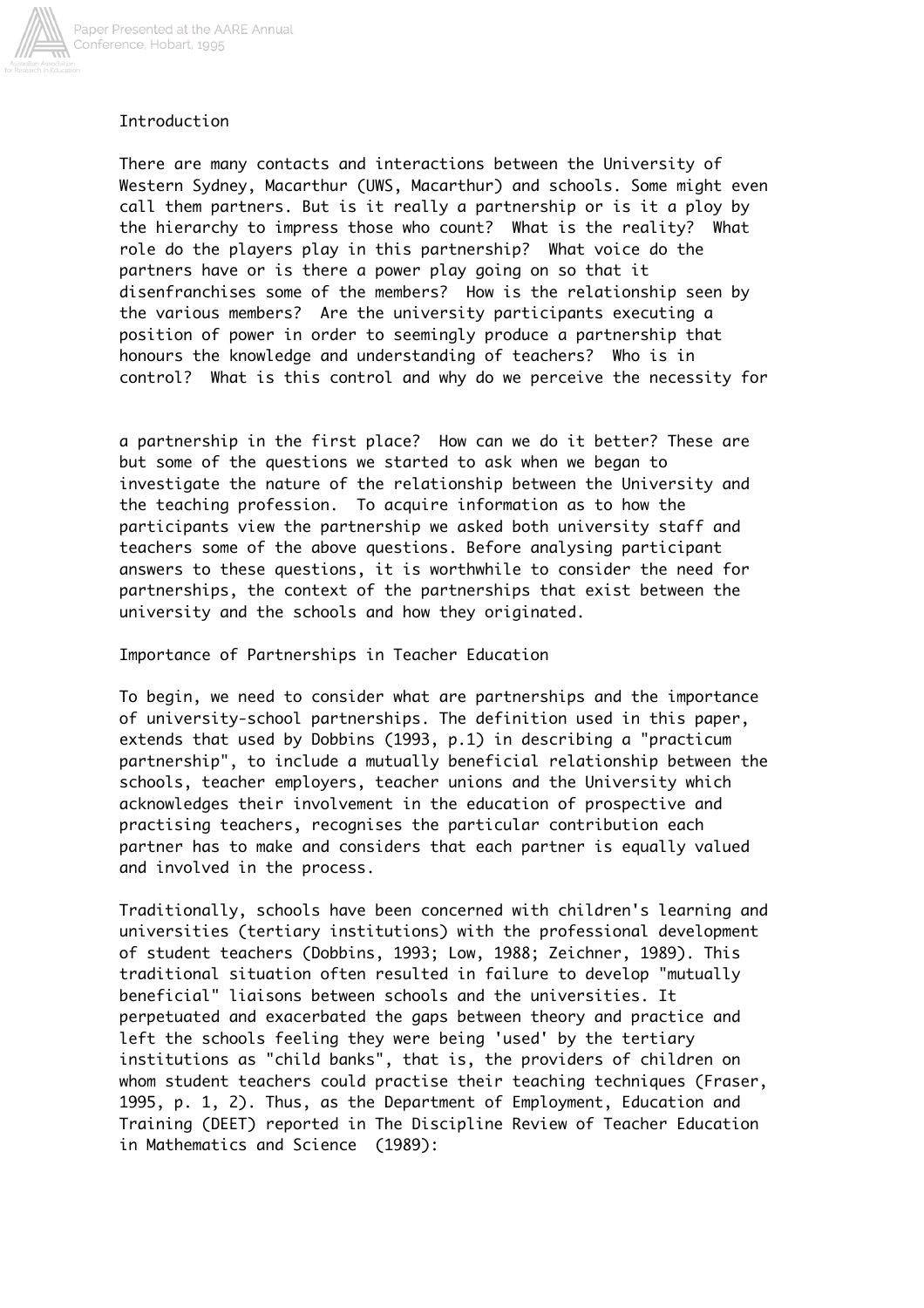## Introduction

There are many contacts and interactions between the University of Western Sydney, Macarthur (UWS, Macarthur) and schools. Some might even call them partners. But is it really a partnership or is it a ploy by the hierarchy to impress those who count? What is the reality? What role do the players play in this partnership? What voice do the partners have or is there a power play going on so that it disenfranchises some of the members? How is the relationship seen by the various members? Are the university participants executing a position of power in order to seemingly produce a partnership that honours the knowledge and understanding of teachers? Who is in control? What is this control and why do we perceive the necessity for a partnership in the first place? How can we do it better? These are but some of the questions we started to ask when we began to investigate the nature of the relationship between the University and the teaching profession. To acquire information as to how the participants view the partnership we asked both university staff and teachers some of the above questions. Before analysing participant answers to these questions, it is worthwhile to consider the need for partnerships, the context of the partnerships that exist between the university and the schools and how they originated.

## Importance of Partnerships in Teacher Education

To begin, we need to consider what are partnerships and the importance of university-school partnerships. The definition used in this paper, extends that used by Dobbins (1993, p.1) in describing a "practicum partnership", to include a mutually beneficial relationship between the schools, teacher employers, teacher unions and the University which acknowledges their involvement in the education of prospective and practising teachers, recognises the particular contribution each partner has to make and considers that each partner is equally valued and involved in the process.

Traditionally, schools have been concerned with children's learning and universities (tertiary institutions) with the professional development of student teachers (Dobbins, 1993; Low, 1988; Zeichner, 1989). This traditional situation often resulted in failure to develop "mutually beneficial" liaisons between schools and the universities. It perpetuated and exacerbated the gaps between theory and practice and left the schools feeling they were being 'used' by the tertiary institutions as "child banks", that is, the providers of children on whom student teachers could practise their teaching techniques (Fraser, 1995, p. 1, 2). Thus, as the Department of Employment, Education and Training (DEET) reported in The Discipline Review of Teacher Education in Mathematics and Science (1989):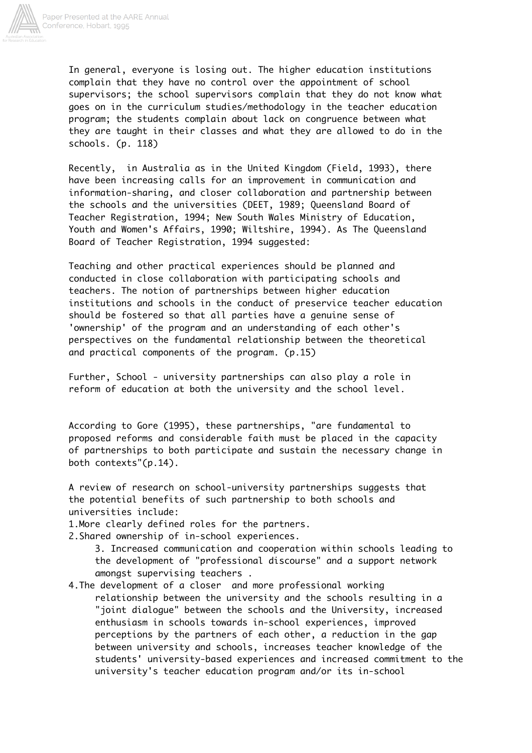In general, everyone is losing out. The higher education institutions complain that they have no control over the appointment of school supervisors; the school supervisors complain that they do not know what goes on in the curriculum studies/methodology in the teacher education program; the students complain about lack on congruence between what they are taught in their classes and what they are allowed to do in the schools. (p. 118)

Recently, in Australia as in the United Kingdom (Field, 1993), there have been increasing calls for an improvement in communication and information-sharing, and closer collaboration and partnership between the schools and the universities (DEET, 1989; Queensland Board of Teacher Registration, 1994; New South Wales Ministry of Education, Youth and Women's Affairs, 1990; Wiltshire, 1994). As The Queensland Board of Teacher Registration, 1994 suggested:

Teaching and other practical experiences should be planned and conducted in close collaboration with participating schools and teachers. The notion of partnerships between higher education institutions and schools in the conduct of preservice teacher education should be fostered so that all parties have a genuine sense of 'ownership' of the program and an understanding of each other's perspectives on the fundamental relationship between the theoretical and practical components of the program. (p.15)

Further, School - university partnerships can also play a role in reform of education at both the university and the school level.

According to Gore (1995), these partnerships, "are fundamental to proposed reforms and considerable faith must be placed in the capacity of partnerships to both participate and sustain the necessary change in both contexts"(p.14).

A review of research on school-university partnerships suggests that the potential benefits of such partnership to both schools and universities include:

1. More clearly defined roles for the partners.
2. Shared ownership of in-school experiences.
3. Increased communication and cooperation within schools leading to the development of "professional discourse" and a support network amongst supervising teachers .
4. The development of a closer and more professional working relationship between the university and the schools resulting in a "joint dialogue" between the schools and the University, increased enthusiasm in schools towards in-school experiences, improved perceptions by the partners of each other, a reduction in the gap between university and schools, increases teacher knowledge of the students' university-based experiences and increased commitment to the university's teacher education program and/or its in-school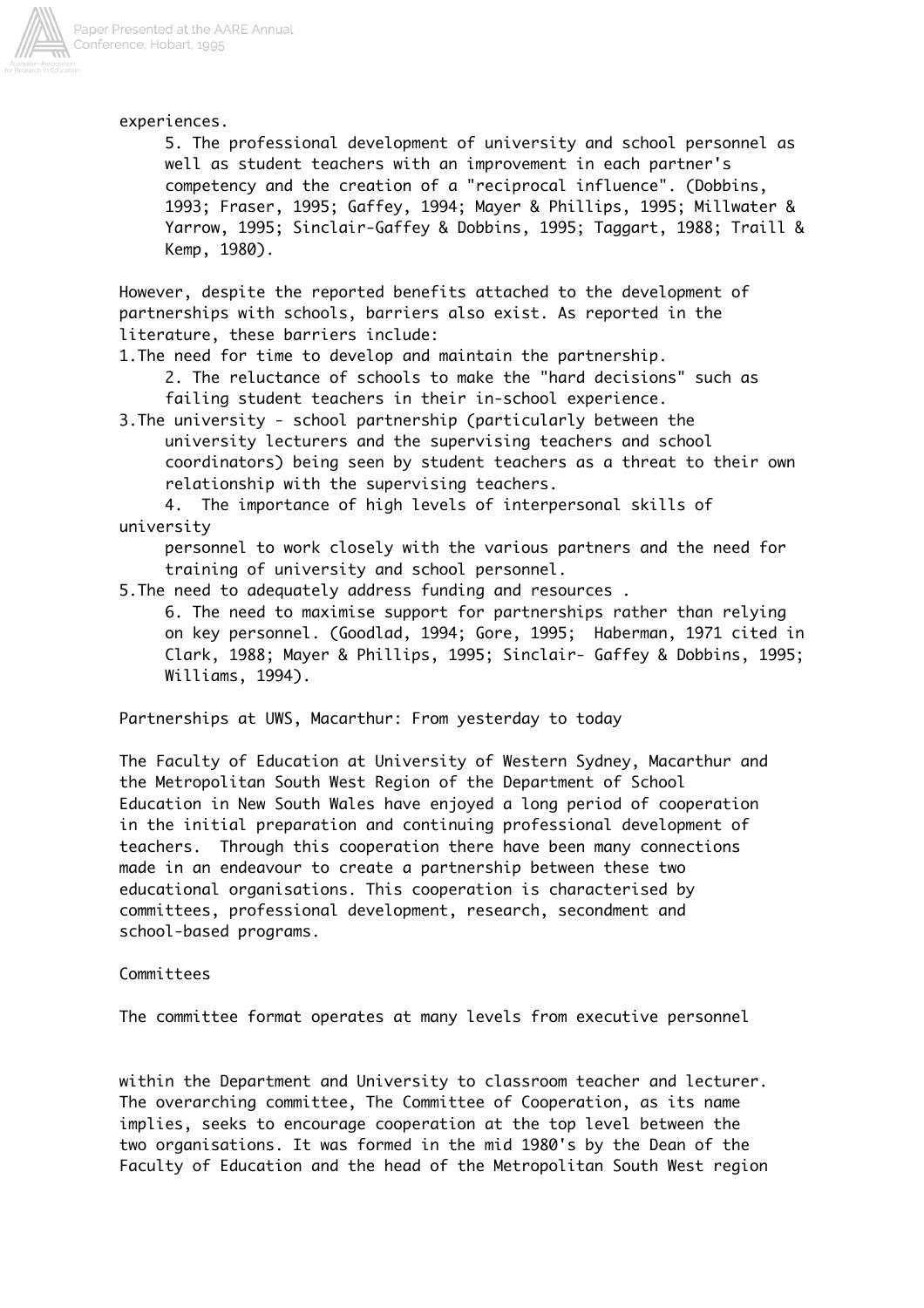experiences.

5. The professional development of university and school personnel as well as student teachers with an improvement in each partner's competency and the creation of a "reciprocal influence". (Dobbins, 1993; Fraser, 1995; Gaffey, 1994; Mayer & Phillips, 1995; Millwater & Yarrow, 1995; Sinclair-Gaffey & Dobbins, 1995; Taggart, 1988; Traill & Kemp, 1980).

However, despite the reported benefits attached to the development of partnerships with schools, barriers also exist. As reported in the literature, these barriers include:

1. The need for time to develop and maintain the partnership.
2. The reluctance of schools to make the "hard decisions" such as failing student teachers in their in-school experience.
3. The university - school partnership (particularly between the university lecturers and the supervising teachers and school coordinators) being seen by student teachers as a threat to their own relationship with the supervising teachers.
4. The importance of high levels of interpersonal skills of university personnel to work closely with the various partners and the need for training of university and school personnel.
5. The need to adequately address funding and resources .
6. The need to maximise support for partnerships rather than relying on key personnel. (Goodlad, 1994; Gore, 1995; Haberman, 1971 cited in Clark, 1988; Mayer & Phillips, 1995; Sinclair- Gaffey & Dobbins, 1995; Williams, 1994).

## Partnerships at UWS, Macarthur: From yesterday to today

The Faculty of Education at University of Western Sydney, Macarthur and the Metropolitan South West Region of the Department of School Education in New South Wales have enjoyed a long period of cooperation in the initial preparation and continuing professional development of teachers. Through this cooperation there have been many connections made in an endeavour to create a partnership between these two educational organisations. This cooperation is characterised by committees, professional development, research, secondment and school-based programs.

### Committees

The committee format operates at many levels from executive personnel within the Department and University to classroom teacher and lecturer. The overarching committee, The Committee of Cooperation, as its name implies, seeks to encourage cooperation at the top level between the two organisations. It was formed in the mid 1980's by the Dean of the Faculty of Education and the head of the Metropolitan South West region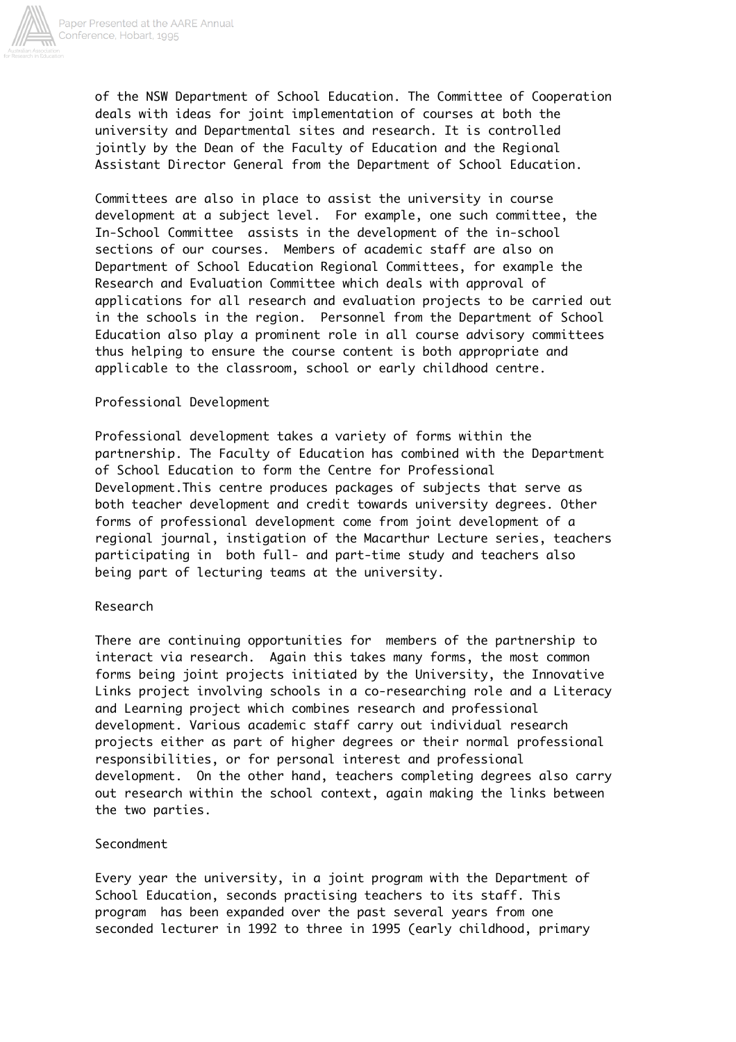of the NSW Department of School Education. The Committee of Cooperation deals with ideas for joint implementation of courses at both the university and Departmental sites and research. It is controlled jointly by the Dean of the Faculty of Education and the Regional Assistant Director General from the Department of School Education.

Committees are also in place to assist the university in course development at a subject level. For example, one such committee, the In-School Committee assists in the development of the in-school sections of our courses. Members of academic staff are also on Department of School Education Regional Committees, for example the Research and Evaluation Committee which deals with approval of applications for all research and evaluation projects to be carried out in the schools in the region. Personnel from the Department of School Education also play a prominent role in all course advisory committees thus helping to ensure the course content is both appropriate and applicable to the classroom, school or early childhood centre.

## Professional Development

Professional development takes a variety of forms within the partnership. The Faculty of Education has combined with the Department of School Education to form the Centre for Professional Development.This centre produces packages of subjects that serve as both teacher development and credit towards university degrees. Other forms of professional development come from joint development of a regional journal, instigation of the Macarthur Lecture series, teachers participating in both full- and part-time study and teachers also being part of lecturing teams at the university.

## Research

There are continuing opportunities for members of the partnership to interact via research. Again this takes many forms, the most common forms being joint projects initiated by the University, the Innovative Links project involving schools in a co-researching role and a Literacy and Learning project which combines research and professional development. Various academic staff carry out individual research projects either as part of higher degrees or their normal professional responsibilities, or for personal interest and professional development. On the other hand, teachers completing degrees also carry out research within the school context, again making the links between the two parties.

## Secondment

Every year the university, in a joint program with the Department of School Education, seconds practising teachers to its staff. This program has been expanded over the past several years from one seconded lecturer in 1992 to three in 1995 (early childhood, primary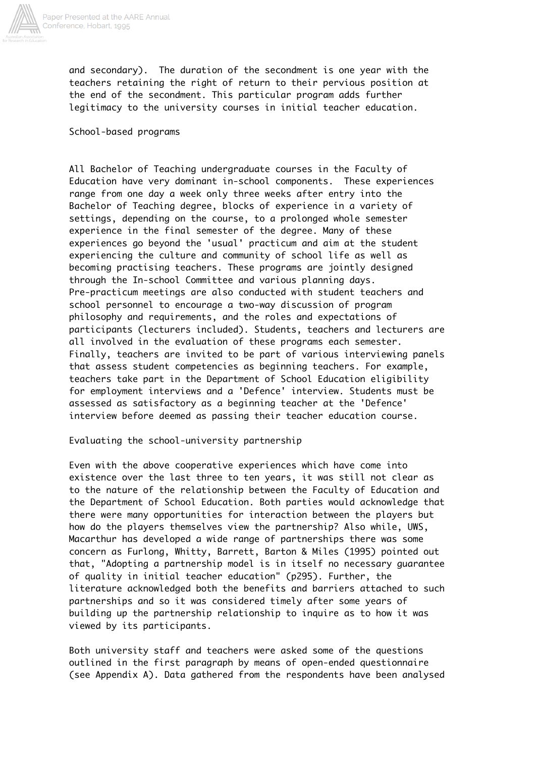and secondary). The duration of the secondment is one year with the teachers retaining the right of return to their pervious position at the end of the secondment. This particular program adds further legitimacy to the university courses in initial teacher education.

## School-based programs

All Bachelor of Teaching undergraduate courses in the Faculty of Education have very dominant in-school components. These experiences range from one day a week only three weeks after entry into the Bachelor of Teaching degree, blocks of experience in a variety of settings, depending on the course, to a prolonged whole semester experience in the final semester of the degree. Many of these experiences go beyond the 'usual' practicum and aim at the student experiencing the culture and community of school life as well as becoming practising teachers. These programs are jointly designed through the In-school Committee and various planning days. Pre-practicum meetings are also conducted with student teachers and school personnel to encourage a two-way discussion of program philosophy and requirements, and the roles and expectations of participants (lecturers included). Students, teachers and lecturers are all involved in the evaluation of these programs each semester. Finally, teachers are invited to be part of various interviewing panels that assess student competencies as beginning teachers. For example, teachers take part in the Department of School Education eligibility for employment interviews and a 'Defence' interview. Students must be assessed as satisfactory as a beginning teacher at the 'Defence' interview before deemed as passing their teacher education course.

## Evaluating the school-university partnership

Even with the above cooperative experiences which have come into existence over the last three to ten years, it was still not clear as to the nature of the relationship between the Faculty of Education and the Department of School Education. Both parties would acknowledge that there were many opportunities for interaction between the players but how do the players themselves view the partnership? Also while, UWS, Macarthur has developed a wide range of partnerships there was some concern as Furlong, Whitty, Barrett, Barton & Miles (1995) pointed out that, "Adopting a partnership model is in itself no necessary guarantee of quality in initial teacher education" (p295). Further, the literature acknowledged both the benefits and barriers attached to such partnerships and so it was considered timely after some years of building up the partnership relationship to inquire as to how it was viewed by its participants.

Both university staff and teachers were asked some of the questions outlined in the first paragraph by means of open-ended questionnaire (see Appendix A). Data gathered from the respondents have been analysed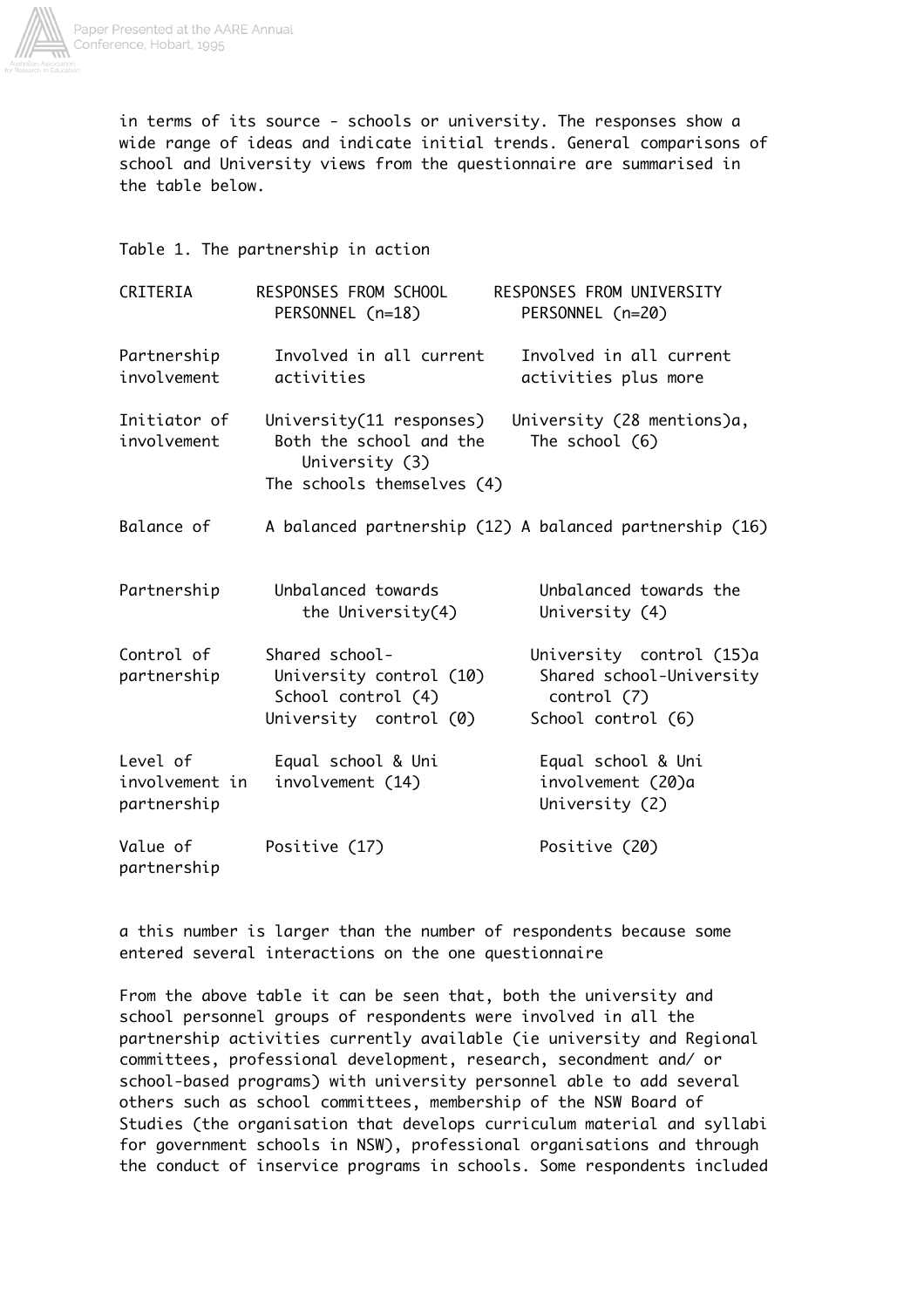in terms of its source - schools or university. The responses show a wide range of ideas and indicate initial trends. General comparisons of school and University views from the questionnaire are summarised in the table below.

Table 1. The partnership in action

| CRITERIA | RESPONSES FROM SCHOOL PERSONNEL (n=18) | RESPONSES FROM UNIVERSITY PERSONNEL (n=20) |
|---|---|---|
| Partnership involvement | Involved in all current activities | Involved in all current activities plus more |
| Initiator of involvement | University(11 responses)<br>Both the school and the University (3)<br>The schools themselves (4) | University (28 mentions)a,<br>The school (6) |
| Balance of Partnership | A balanced partnership (12)<br>Unbalanced towards the University(4) | A balanced partnership (16)<br>Unbalanced towards the University (4) |
| Control of partnership | Shared school-University control (10)<br>School control (4)<br>University control (0) | University control (15)a<br>Shared school-University control (7)<br>School control (6) |
| Level of involvement in partnership | Equal school & Uni involvement (14) | Equal school & Uni involvement (20)a<br>University (2) |
| Value of partnership | Positive (17) | Positive (20) |

a this number is larger than the number of respondents because some entered several interactions on the one questionnaire

From the above table it can be seen that, both the university and school personnel groups of respondents were involved in all the partnership activities currently available (ie university and Regional committees, professional development, research, secondment and/ or school-based programs) with university personnel able to add several others such as school committees, membership of the NSW Board of Studies (the organisation that develops curriculum material and syllabi for government schools in NSW), professional organisations and through the conduct of inservice programs in schools. Some respondents included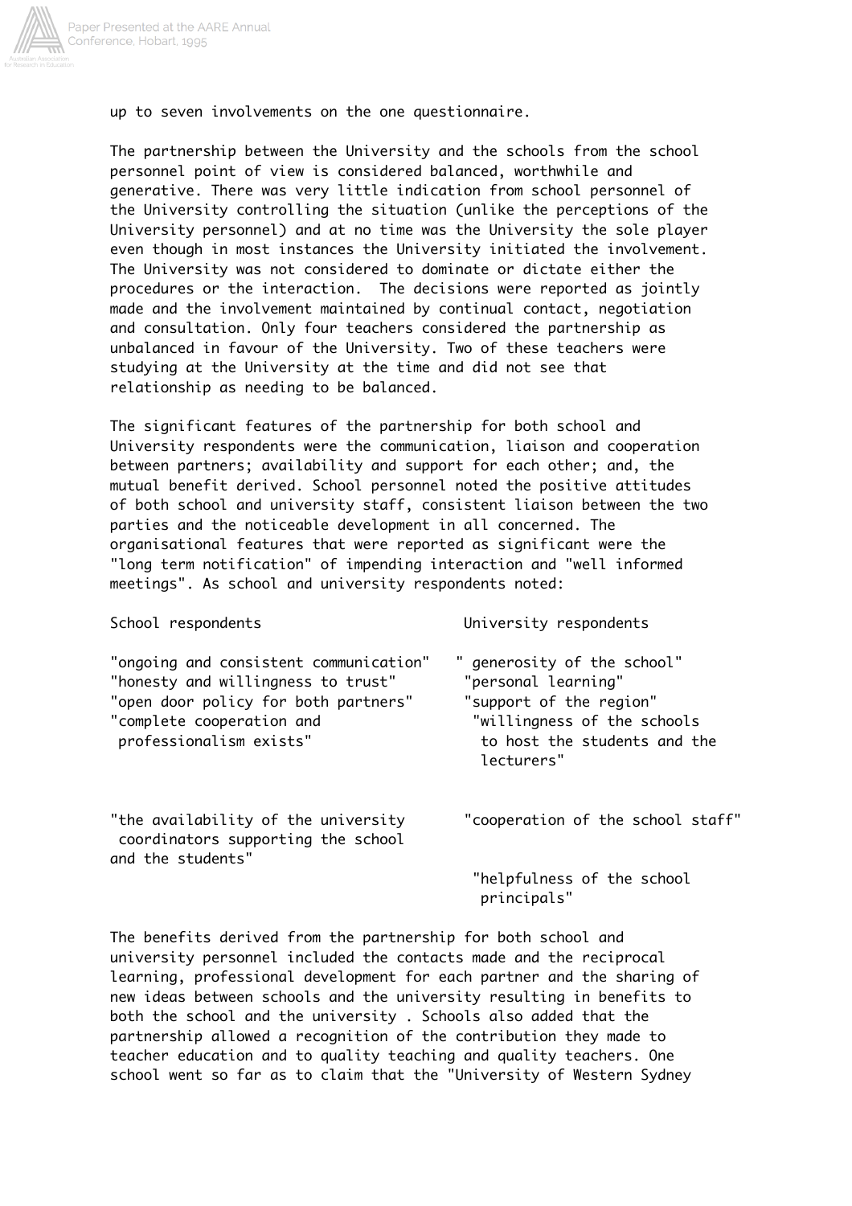up to seven involvements on the one questionnaire.

The partnership between the University and the schools from the school personnel point of view is considered balanced, worthwhile and generative. There was very little indication from school personnel of the University controlling the situation (unlike the perceptions of the University personnel) and at no time was the University the sole player even though in most instances the University initiated the involvement. The University was not considered to dominate or dictate either the procedures or the interaction. The decisions were reported as jointly made and the involvement maintained by continual contact, negotiation and consultation. Only four teachers considered the partnership as unbalanced in favour of the University. Two of these teachers were studying at the University at the time and did not see that relationship as needing to be balanced.

The significant features of the partnership for both school and University respondents were the communication, liaison and cooperation between partners; availability and support for each other; and, the mutual benefit derived. School personnel noted the positive attitudes of both school and university staff, consistent liaison between the two parties and the noticeable development in all concerned. The organisational features that were reported as significant were the "long term notification" of impending interaction and "well informed meetings". As school and university respondents noted:

| School respondents | University respondents |
|---|---|
| "ongoing and consistent communication" | " generosity of the school" |
| "honesty and willingness to trust" | "personal learning" |
| "open door policy for both partners" | "support of the region" |
| "complete cooperation and professionalism exists" | "willingness of the schools to host the students and the lecturers" |
| "the availability of the university coordinators supporting the school and the students" | "cooperation of the school staff" |
| | "helpfulness of the school principals" |

The benefits derived from the partnership for both school and university personnel included the contacts made and the reciprocal learning, professional development for each partner and the sharing of new ideas between schools and the university resulting in benefits to both the school and the university . Schools also added that the partnership allowed a recognition of the contribution they made to teacher education and to quality teaching and quality teachers. One school went so far as to claim that the "University of Western Sydney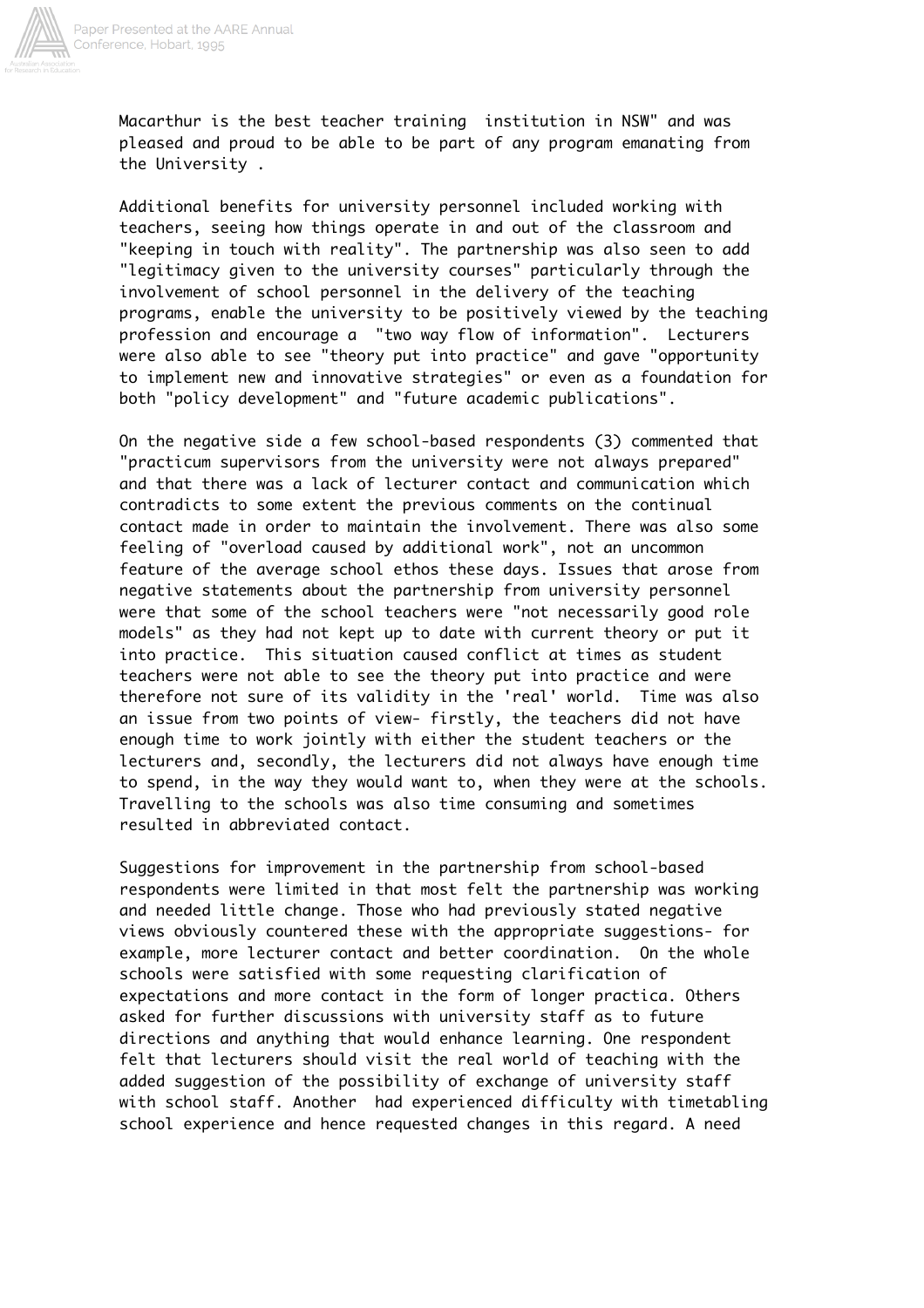Macarthur is the best teacher training  institution in NSW" and was pleased and proud to be able to be part of any program emanating from the University .

Additional benefits for university personnel included working with teachers, seeing how things operate in and out of the classroom and "keeping in touch with reality". The partnership was also seen to add "legitimacy given to the university courses" particularly through the involvement of school personnel in the delivery of the teaching programs, enable the university to be positively viewed by the teaching profession and encourage a  "two way flow of information".  Lecturers were also able to see "theory put into practice" and gave "opportunity to implement new and innovative strategies" or even as a foundation for both "policy development" and "future academic publications".

On the negative side a few school-based respondents (3) commented that "practicum supervisors from the university were not always prepared" and that there was a lack of lecturer contact and communication which contradicts to some extent the previous comments on the continual contact made in order to maintain the involvement. There was also some feeling of "overload caused by additional work", not an uncommon feature of the average school ethos these days. Issues that arose from negative statements about the partnership from university personnel were that some of the school teachers were "not necessarily good role models" as they had not kept up to date with current theory or put it into practice.  This situation caused conflict at times as student teachers were not able to see the theory put into practice and were therefore not sure of its validity in the 'real' world.  Time was also an issue from two points of view- firstly, the teachers did not have enough time to work jointly with either the student teachers or the lecturers and, secondly, the lecturers did not always have enough time to spend, in the way they would want to, when they were at the schools. Travelling to the schools was also time consuming and sometimes resulted in abbreviated contact.

Suggestions for improvement in the partnership from school-based respondents were limited in that most felt the partnership was working and needed little change. Those who had previously stated negative views obviously countered these with the appropriate suggestions- for example, more lecturer contact and better coordination.  On the whole schools were satisfied with some requesting clarification of expectations and more contact in the form of longer practica. Others asked for further discussions with university staff as to future directions and anything that would enhance learning. One respondent felt that lecturers should visit the real world of teaching with the added suggestion of the possibility of exchange of university staff with school staff. Another  had experienced difficulty with timetabling school experience and hence requested changes in this regard. A need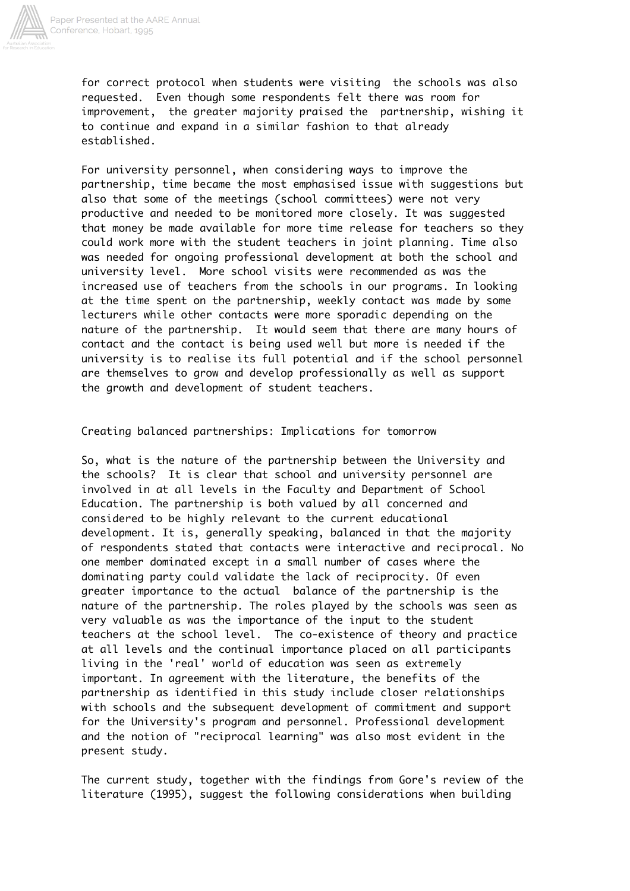for correct protocol when students were visiting the schools was also requested. Even though some respondents felt there was room for improvement, the greater majority praised the partnership, wishing it to continue and expand in a similar fashion to that already established.

For university personnel, when considering ways to improve the partnership, time became the most emphasised issue with suggestions but also that some of the meetings (school committees) were not very productive and needed to be monitored more closely. It was suggested that money be made available for more time release for teachers so they could work more with the student teachers in joint planning. Time also was needed for ongoing professional development at both the school and university level. More school visits were recommended as was the increased use of teachers from the schools in our programs. In looking at the time spent on the partnership, weekly contact was made by some lecturers while other contacts were more sporadic depending on the nature of the partnership. It would seem that there are many hours of contact and the contact is being used well but more is needed if the university is to realise its full potential and if the school personnel are themselves to grow and develop professionally as well as support the growth and development of student teachers.

## Creating balanced partnerships: Implications for tomorrow

So, what is the nature of the partnership between the University and the schools? It is clear that school and university personnel are involved in at all levels in the Faculty and Department of School Education. The partnership is both valued by all concerned and considered to be highly relevant to the current educational development. It is, generally speaking, balanced in that the majority of respondents stated that contacts were interactive and reciprocal. No one member dominated except in a small number of cases where the dominating party could validate the lack of reciprocity. Of even greater importance to the actual balance of the partnership is the nature of the partnership. The roles played by the schools was seen as very valuable as was the importance of the input to the student teachers at the school level. The co-existence of theory and practice at all levels and the continual importance placed on all participants living in the 'real' world of education was seen as extremely important. In agreement with the literature, the benefits of the partnership as identified in this study include closer relationships with schools and the subsequent development of commitment and support for the University's program and personnel. Professional development and the notion of "reciprocal learning" was also most evident in the present study.

The current study, together with the findings from Gore's review of the literature (1995), suggest the following considerations when building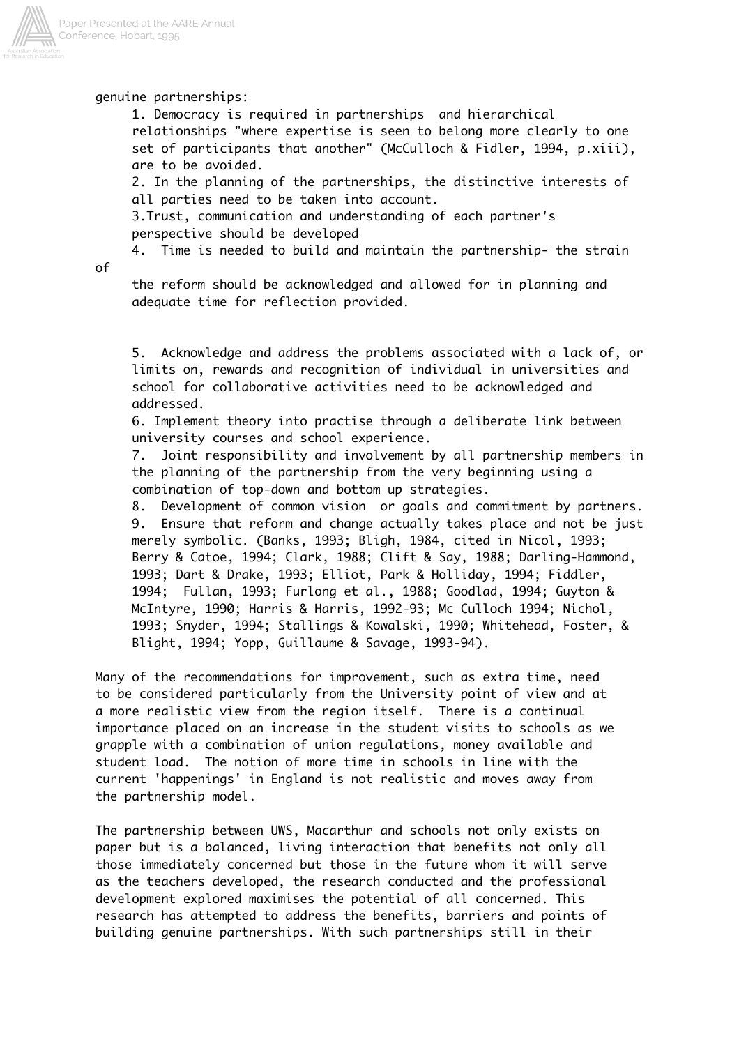genuine partnerships:

1. Democracy is required in partnerships and hierarchical relationships "where expertise is seen to belong more clearly to one set of participants that another" (McCulloch & Fidler, 1994, p.xiii), are to be avoided.
2. In the planning of the partnerships, the distinctive interests of all parties need to be taken into account.
3. Trust, communication and understanding of each partner's perspective should be developed
4. Time is needed to build and maintain the partnership- the strain of the reform should be acknowledged and allowed for in planning and adequate time for reflection provided.
5. Acknowledge and address the problems associated with a lack of, or limits on, rewards and recognition of individual in universities and school for collaborative activities need to be acknowledged and addressed.
6. Implement theory into practise through a deliberate link between university courses and school experience.
7. Joint responsibility and involvement by all partnership members in the planning of the partnership from the very beginning using a combination of top-down and bottom up strategies.
8. Development of common vision or goals and commitment by partners.
9. Ensure that reform and change actually takes place and not be just merely symbolic. (Banks, 1993; Bligh, 1984, cited in Nicol, 1993; Berry & Catoe, 1994; Clark, 1988; Clift & Say, 1988; Darling-Hammond, 1993; Dart & Drake, 1993; Elliot, Park & Holliday, 1994; Fiddler, 1994; Fullan, 1993; Furlong et al., 1988; Goodlad, 1994; Guyton & McIntyre, 1990; Harris & Harris, 1992-93; Mc Culloch 1994; Nichol, 1993; Snyder, 1994; Stallings & Kowalski, 1990; Whitehead, Foster, & Blight, 1994; Yopp, Guillaume & Savage, 1993-94).

Many of the recommendations for improvement, such as extra time, need to be considered particularly from the University point of view and at a more realistic view from the region itself. There is a continual importance placed on an increase in the student visits to schools as we grapple with a combination of union regulations, money available and student load. The notion of more time in schools in line with the current 'happenings' in England is not realistic and moves away from the partnership model.

The partnership between UWS, Macarthur and schools not only exists on paper but is a balanced, living interaction that benefits not only all those immediately concerned but those in the future whom it will serve as the teachers developed, the research conducted and the professional development explored maximises the potential of all concerned. This research has attempted to address the benefits, barriers and points of building genuine partnerships. With such partnerships still in their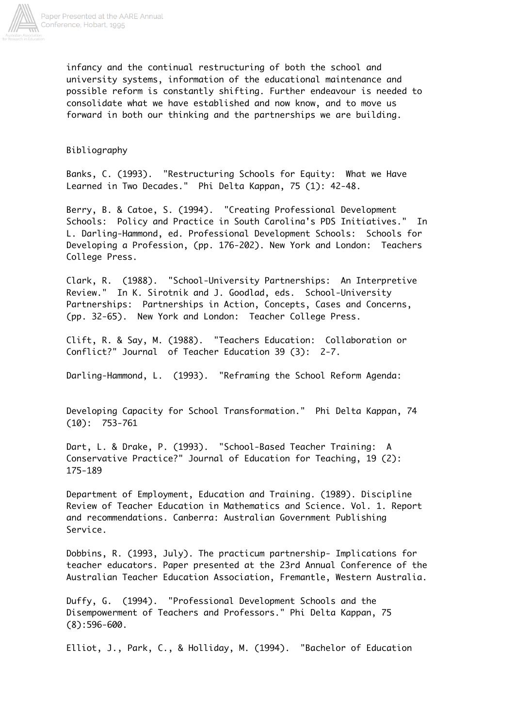infancy and the continual restructuring of both the school and university systems, information of the educational maintenance and possible reform is constantly shifting. Further endeavour is needed to consolidate what we have established and now know, and to move us forward in both our thinking and the partnerships we are building.

## Bibliography

Banks, C. (1993). "Restructuring Schools for Equity: What we Have Learned in Two Decades." Phi Delta Kappan, 75 (1): 42-48.

Berry, B. & Catoe, S. (1994). "Creating Professional Development Schools: Policy and Practice in South Carolina's PDS Initiatives." In L. Darling-Hammond, ed. Professional Development Schools: Schools for Developing a Profession, (pp. 176-202). New York and London: Teachers College Press.

Clark, R. (1988). "School-University Partnerships: An Interpretive Review." In K. Sirotnik and J. Goodlad, eds. School-University Partnerships: Partnerships in Action, Concepts, Cases and Concerns, (pp. 32-65). New York and London: Teacher College Press.

Clift, R. & Say, M. (1988). "Teachers Education: Collaboration or Conflict?" Journal of Teacher Education 39 (3): 2-7.

Darling-Hammond, L. (1993). "Reframing the School Reform Agenda:

Developing Capacity for School Transformation." Phi Delta Kappan, 74 (10): 753-761

Dart, L. & Drake, P. (1993). "School-Based Teacher Training: A Conservative Practice?" Journal of Education for Teaching, 19 (2): 175-189

Department of Employment, Education and Training. (1989). Discipline Review of Teacher Education in Mathematics and Science. Vol. 1. Report and recommendations. Canberra: Australian Government Publishing Service.

Dobbins, R. (1993, July). The practicum partnership- Implications for teacher educators. Paper presented at the 23rd Annual Conference of the Australian Teacher Education Association, Fremantle, Western Australia.

Duffy, G. (1994). "Professional Development Schools and the Disempowerment of Teachers and Professors." Phi Delta Kappan, 75 (8):596-600.

Elliot, J., Park, C., & Holliday, M. (1994). "Bachelor of Education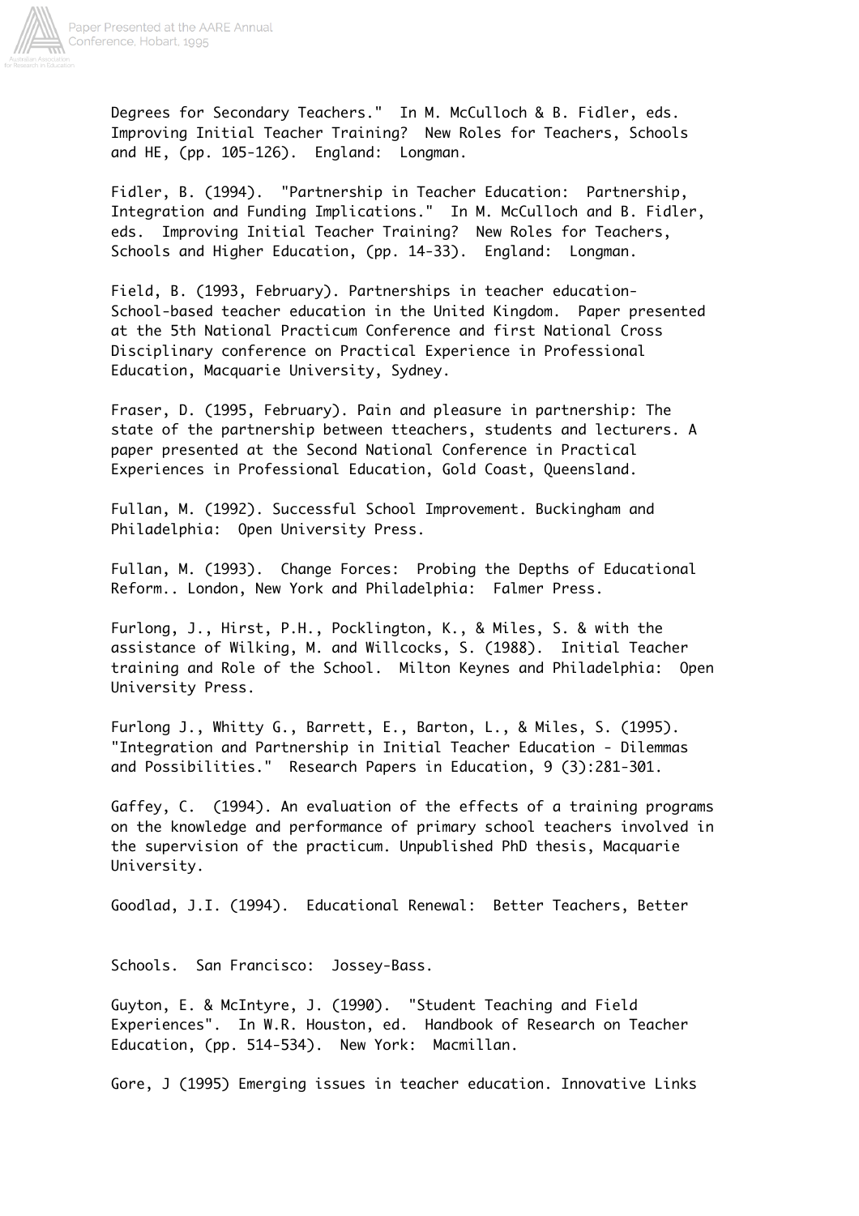Degrees for Secondary Teachers." In M. McCulloch & B. Fidler, eds. Improving Initial Teacher Training? New Roles for Teachers, Schools and HE, (pp. 105-126). England: Longman.

Fidler, B. (1994). "Partnership in Teacher Education: Partnership, Integration and Funding Implications." In M. McCulloch and B. Fidler, eds. Improving Initial Teacher Training? New Roles for Teachers, Schools and Higher Education, (pp. 14-33). England: Longman.

Field, B. (1993, February). Partnerships in teacher education- School-based teacher education in the United Kingdom. Paper presented at the 5th National Practicum Conference and first National Cross Disciplinary conference on Practical Experience in Professional Education, Macquarie University, Sydney.

Fraser, D. (1995, February). Pain and pleasure in partnership: The state of the partnership between tteachers, students and lecturers. A paper presented at the Second National Conference in Practical Experiences in Professional Education, Gold Coast, Queensland.

Fullan, M. (1992). Successful School Improvement. Buckingham and Philadelphia: Open University Press.

Fullan, M. (1993). Change Forces: Probing the Depths of Educational Reform.. London, New York and Philadelphia: Falmer Press.

Furlong, J., Hirst, P.H., Pocklington, K., & Miles, S. & with the assistance of Wilking, M. and Willcocks, S. (1988). Initial Teacher training and Role of the School. Milton Keynes and Philadelphia: Open University Press.

Furlong J., Whitty G., Barrett, E., Barton, L., & Miles, S. (1995). "Integration and Partnership in Initial Teacher Education - Dilemmas and Possibilities." Research Papers in Education, 9 (3):281-301.

Gaffey, C. (1994). An evaluation of the effects of a training programs on the knowledge and performance of primary school teachers involved in the supervision of the practicum. Unpublished PhD thesis, Macquarie University.

Goodlad, J.I. (1994). Educational Renewal: Better Teachers, Better Schools. San Francisco: Jossey-Bass.

Guyton, E. & McIntyre, J. (1990). "Student Teaching and Field Experiences". In W.R. Houston, ed. Handbook of Research on Teacher Education, (pp. 514-534). New York: Macmillan.

Gore, J (1995) Emerging issues in teacher education. Innovative Links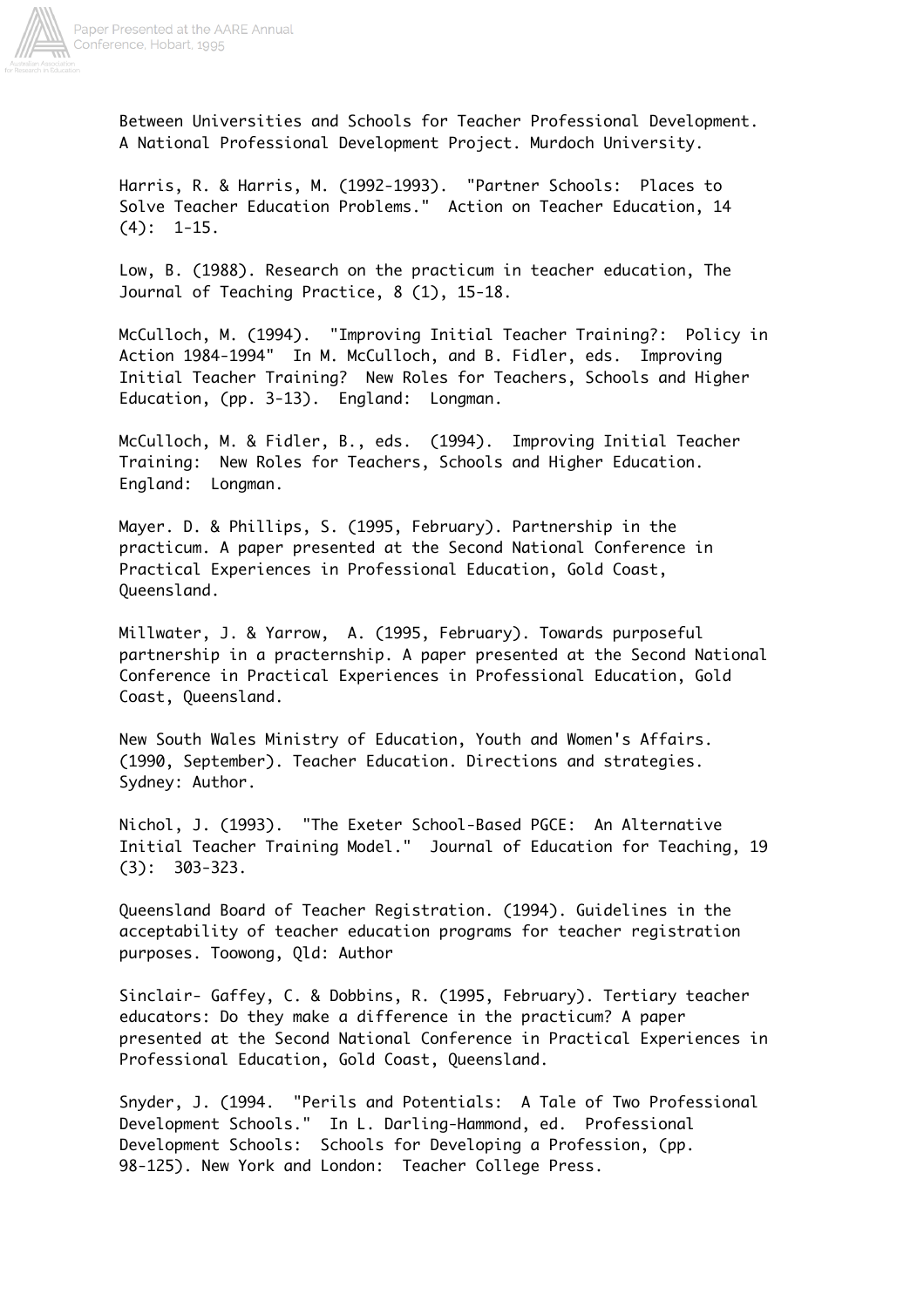Between Universities and Schools for Teacher Professional Development. A National Professional Development Project. Murdoch University.

Harris, R. & Harris, M. (1992-1993). "Partner Schools: Places to Solve Teacher Education Problems." Action on Teacher Education, 14 (4): 1-15.

Low, B. (1988). Research on the practicum in teacher education, The Journal of Teaching Practice, 8 (1), 15-18.

McCulloch, M. (1994). "Improving Initial Teacher Training?: Policy in Action 1984-1994" In M. McCulloch, and B. Fidler, eds. Improving Initial Teacher Training? New Roles for Teachers, Schools and Higher Education, (pp. 3-13). England: Longman.

McCulloch, M. & Fidler, B., eds. (1994). Improving Initial Teacher Training: New Roles for Teachers, Schools and Higher Education. England: Longman.

Mayer. D. & Phillips, S. (1995, February). Partnership in the practicum. A paper presented at the Second National Conference in Practical Experiences in Professional Education, Gold Coast, Queensland.

Millwater, J. & Yarrow, A. (1995, February). Towards purposeful partnership in a practernship. A paper presented at the Second National Conference in Practical Experiences in Professional Education, Gold Coast, Queensland.

New South Wales Ministry of Education, Youth and Women's Affairs. (1990, September). Teacher Education. Directions and strategies. Sydney: Author.

Nichol, J. (1993). "The Exeter School-Based PGCE: An Alternative Initial Teacher Training Model." Journal of Education for Teaching, 19 (3): 303-323.

Queensland Board of Teacher Registration. (1994). Guidelines in the acceptability of teacher education programs for teacher registration purposes. Toowong, Qld: Author

Sinclair- Gaffey, C. & Dobbins, R. (1995, February). Tertiary teacher educators: Do they make a difference in the practicum? A paper presented at the Second National Conference in Practical Experiences in Professional Education, Gold Coast, Queensland.

Snyder, J. (1994. "Perils and Potentials: A Tale of Two Professional Development Schools." In L. Darling-Hammond, ed. Professional Development Schools: Schools for Developing a Profession, (pp. 98-125). New York and London: Teacher College Press.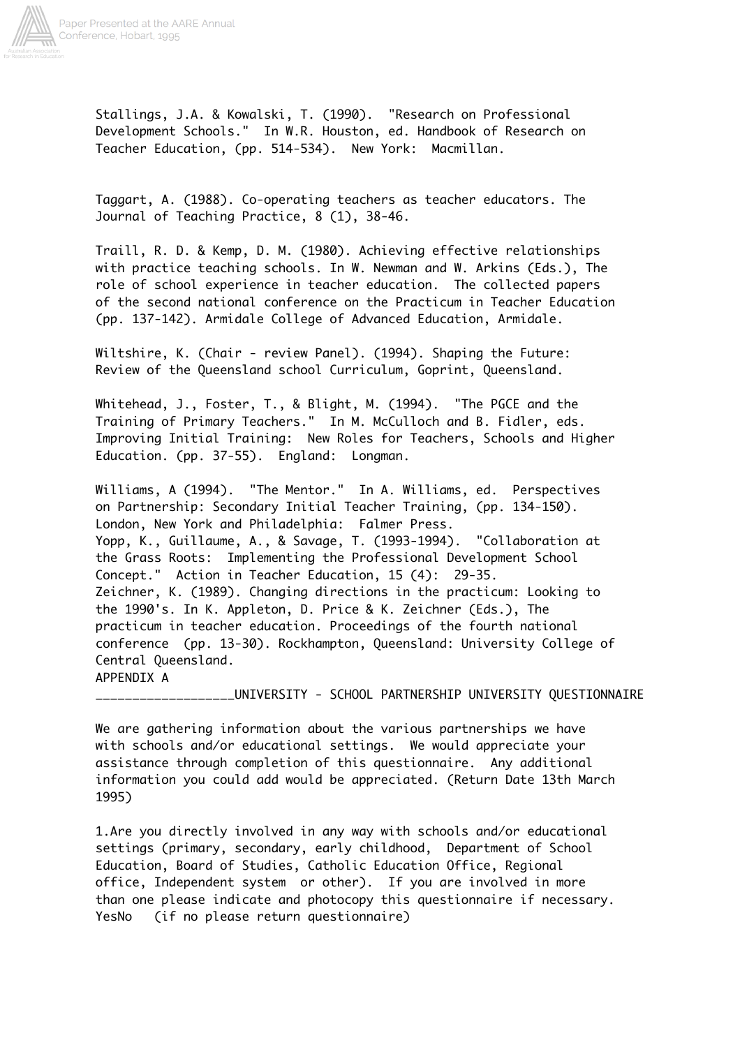Stallings, J.A. & Kowalski, T. (1990). "Research on Professional Development Schools." In W.R. Houston, ed. Handbook of Research on Teacher Education, (pp. 514-534). New York: Macmillan.

Taggart, A. (1988). Co-operating teachers as teacher educators. The Journal of Teaching Practice, 8 (1), 38-46.

Traill, R. D. & Kemp, D. M. (1980). Achieving effective relationships with practice teaching schools. In W. Newman and W. Arkins (Eds.), The role of school experience in teacher education. The collected papers of the second national conference on the Practicum in Teacher Education (pp. 137-142). Armidale College of Advanced Education, Armidale.

Wiltshire, K. (Chair - review Panel). (1994). Shaping the Future: Review of the Queensland school Curriculum, Goprint, Queensland.

Whitehead, J., Foster, T., & Blight, M. (1994). "The PGCE and the Training of Primary Teachers." In M. McCulloch and B. Fidler, eds. Improving Initial Training: New Roles for Teachers, Schools and Higher Education. (pp. 37-55). England: Longman.

Williams, A (1994). "The Mentor." In A. Williams, ed. Perspectives on Partnership: Secondary Initial Teacher Training, (pp. 134-150). London, New York and Philadelphia: Falmer Press.

Yopp, K., Guillaume, A., & Savage, T. (1993-1994). "Collaboration at the Grass Roots: Implementing the Professional Development School Concept." Action in Teacher Education, 15 (4): 29-35.

Zeichner, K. (1989). Changing directions in the practicum: Looking to the 1990's. In K. Appleton, D. Price & K. Zeichner (Eds.), The practicum in teacher education. Proceedings of the fourth national conference (pp. 13-30). Rockhampton, Queensland: University College of Central Queensland.

APPENDIX A

__________________UNIVERSITY - SCHOOL PARTNERSHIP UNIVERSITY QUESTIONNAIRE

We are gathering information about the various partnerships we have with schools and/or educational settings. We would appreciate your assistance through completion of this questionnaire. Any additional information you could add would be appreciated. (Return Date 13th March 1995)

1.Are you directly involved in any way with schools and/or educational settings (primary, secondary, early childhood, Department of School Education, Board of Studies, Catholic Education Office, Regional office, Independent system or other). If you are involved in more than one please indicate and photocopy this questionnaire if necessary.
YesNo (if no please return questionnaire)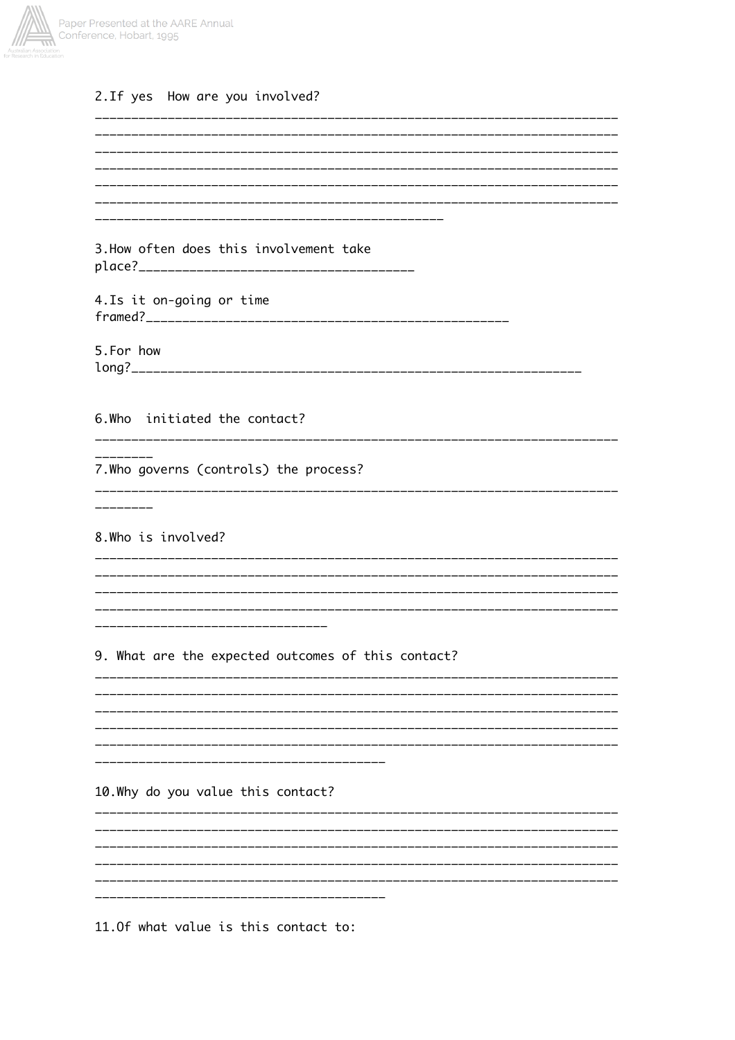2.If yes  How are you involved?

________________________________________________________________________
________________________________________________________________________
________________________________________________________________________
________________________________________________________________________
________________________________________________________________________
________________________________________________________________________
________________________________________________

3.How often does this involvement take place?____________________________________

4.Is it on-going or time framed?_______________________________________________

5.For how long?____________________________________________________________

6.Who  initiated the contact?

________________________________________________________________________
________

7.Who governs (controls) the process?

________________________________________________________________________
________

8.Who is involved?

________________________________________________________________________
________________________________________________________________________
________________________________________________________________________
________________________________________________________________________
________________________________

9. What are the expected outcomes of this contact?

________________________________________________________________________
________________________________________________________________________
________________________________________________________________________
________________________________________________________________________
________________________________________________________________________
________________________________________

10.Why do you value this contact?

________________________________________________________________________
________________________________________________________________________
________________________________________________________________________
________________________________________________________________________
________________________________________________________________________
________________________________________

11.Of what value is this contact to: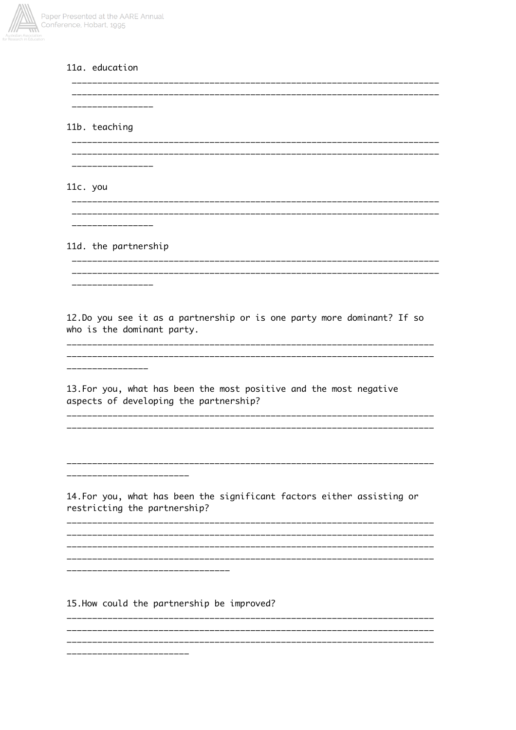11a. education

________________________________________________________________________
________________________________________________________________________
________________

11b. teaching

________________________________________________________________________
________________________________________________________________________
________________

11c. you

________________________________________________________________________
________________________________________________________________________
________________

11d. the partnership

________________________________________________________________________
________________________________________________________________________
________________

12.Do you see it as a partnership or is one party more dominant? If so who is the dominant party.

________________________________________________________________________
________________________________________________________________________
________________

13.For you, what has been the most positive and the most negative aspects of developing the partnership?

________________________________________________________________________
________________________________________________________________________

________________________________________________________________________
________________________

14.For you, what has been the significant factors either assisting or restricting the partnership?

________________________________________________________________________
________________________________________________________________________
________________________________________________________________________
________________________________________________________________________
________________________________

15.How could the partnership be improved?

________________________________________________________________________
________________________________________________________________________
________________________________________________________________________
________________________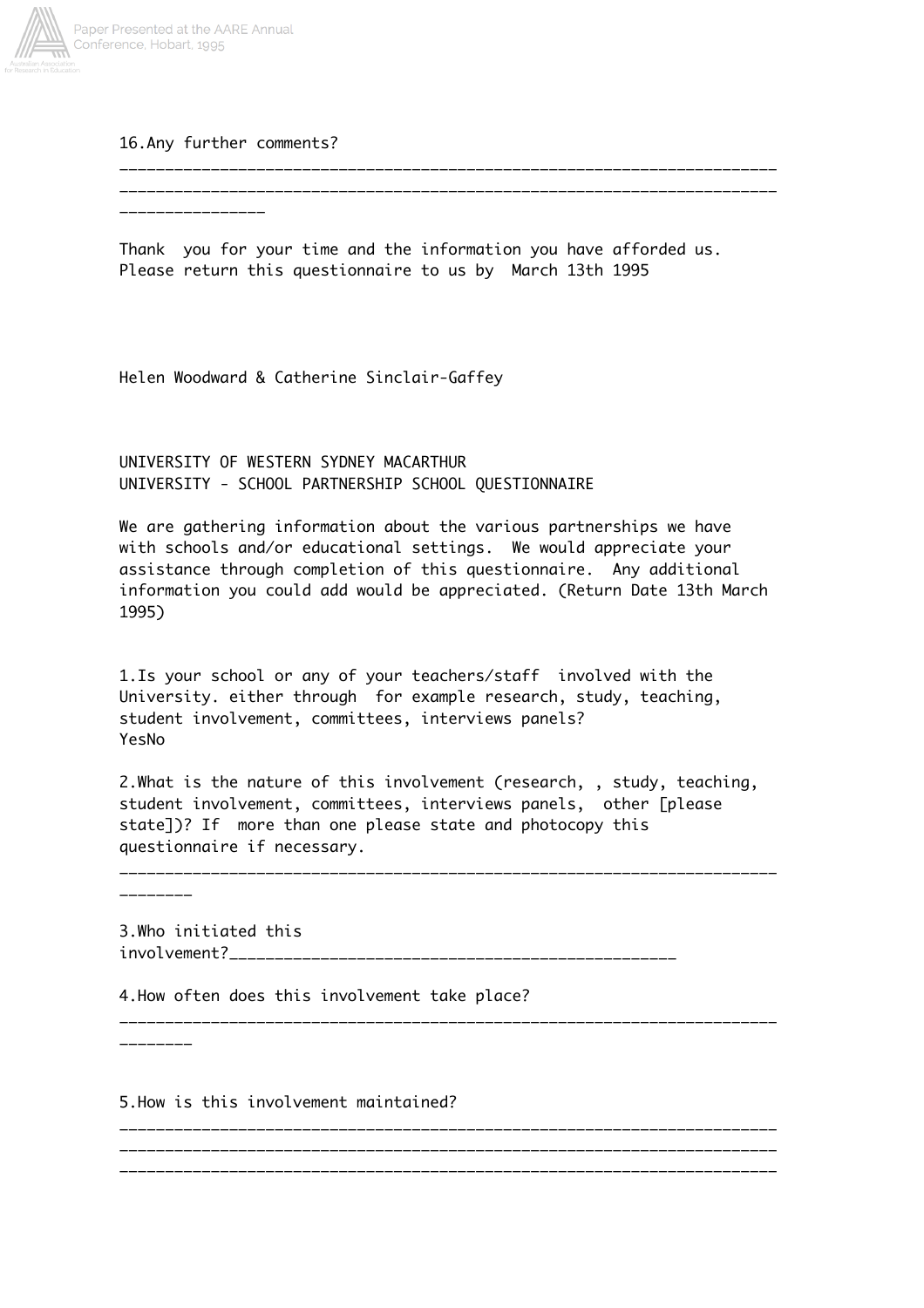16.Any further comments?

________________________________________________________________________
________________________________________________________________________
________________

Thank you for your time and the information you have afforded us.
Please return this questionnaire to us by March 13th 1995

Helen Woodward & Catherine Sinclair-Gaffey

UNIVERSITY OF WESTERN SYDNEY MACARTHUR
UNIVERSITY - SCHOOL PARTNERSHIP SCHOOL QUESTIONNAIRE

We are gathering information about the various partnerships we have with schools and/or educational settings. We would appreciate your assistance through completion of this questionnaire. Any additional information you could add would be appreciated. (Return Date 13th March 1995)

1.Is your school or any of your teachers/staff involved with the University. either through for example research, study, teaching, student involvement, committees, interviews panels?
YesNo

2.What is the nature of this involvement (research, , study, teaching, student involvement, committees, interviews panels, other [please state])? If more than one please state and photocopy this questionnaire if necessary.

________________________________________________________________________
________

3.Who initiated this involvement?_______________________________________________

4.How often does this involvement take place?

________________________________________________________________________
________

5.How is this involvement maintained?

________________________________________________________________________
________________________________________________________________________
________________________________________________________________________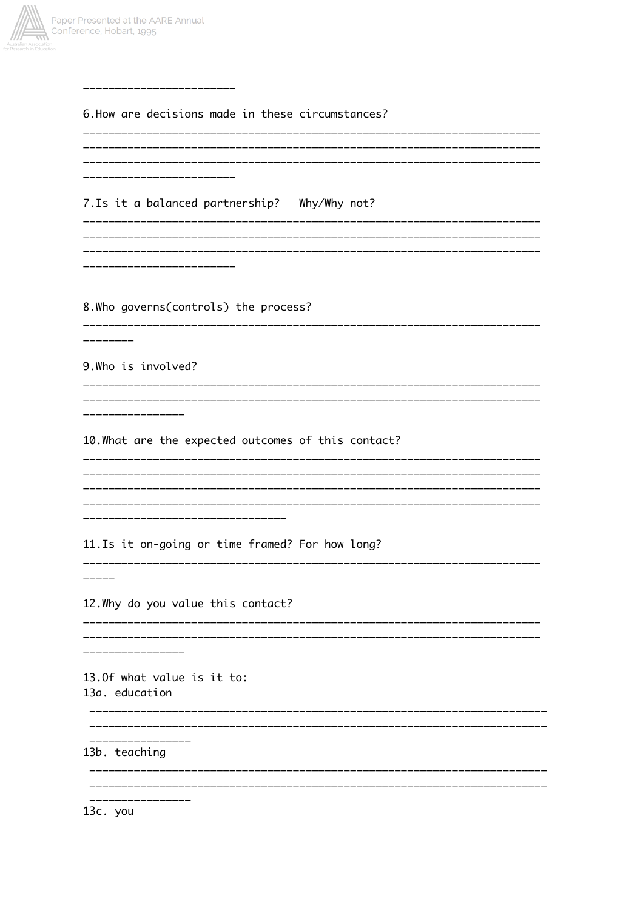6. How are decisions made in these circumstances?

7. Is it a balanced partnership? Why/Why not?

8. Who governs(controls) the process?

9. Who is involved?

10. What are the expected outcomes of this contact?

11. Is it on-going or time framed? For how long?

12. Why do you value this contact?

13. Of what value is it to:

13a. education

13b. teaching

13c. you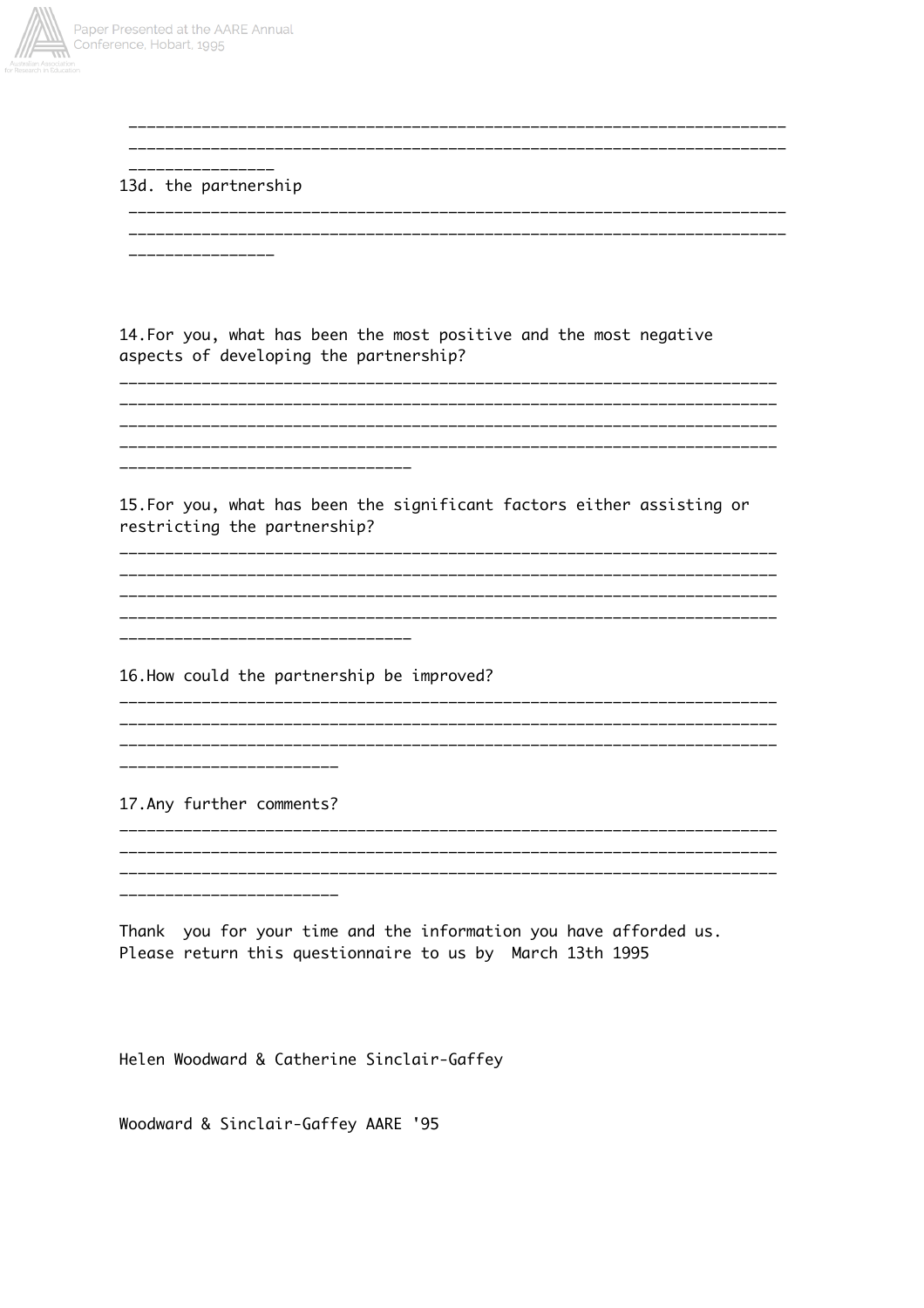________________________________________________________________________
________________________________________________________________________
________________

13d. the partnership

________________________________________________________________________
________________________________________________________________________
________________

14.For you, what has been the most positive and the most negative aspects of developing the partnership?

________________________________________________________________________
________________________________________________________________________
________________________________________________________________________
________________________________________________________________________
________________________________

15.For you, what has been the significant factors either assisting or restricting the partnership?

________________________________________________________________________
________________________________________________________________________
________________________________________________________________________
________________________________________________________________________
________________________________

16.How could the partnership be improved?

________________________________________________________________________
________________________________________________________________________
________________________________________________________________________
________________________

17.Any further comments?

________________________________________________________________________
________________________________________________________________________
________________________________________________________________________
________________________

Thank you for your time and the information you have afforded us. Please return this questionnaire to us by March 13th 1995

Helen Woodward & Catherine Sinclair-Gaffey